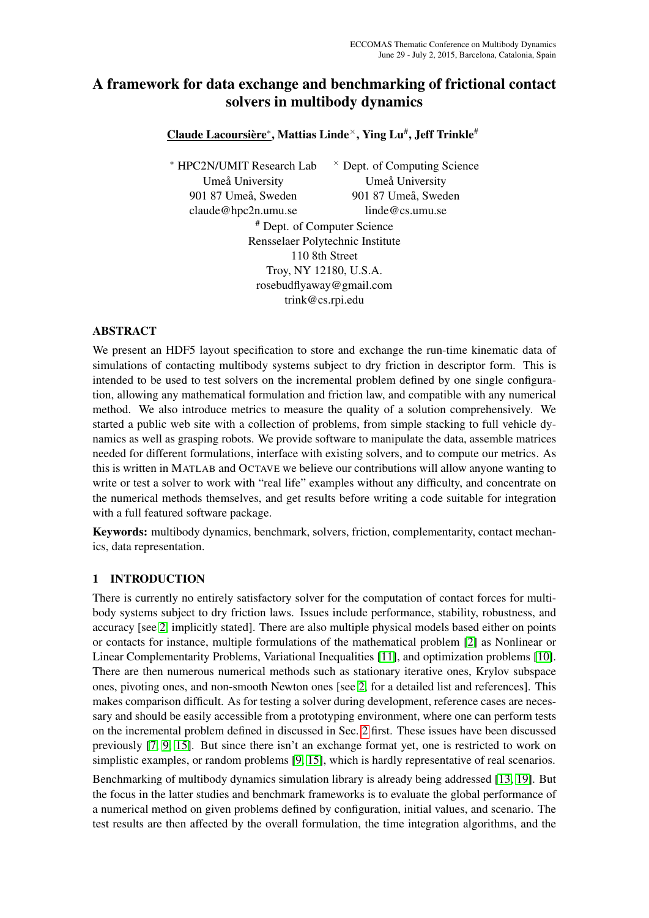# A framework for data exchange and benchmarking of frictional contact solvers in multibody dynamics

**Claude Lacoursière***, **Mattias Linde**[×], **Ying Lu**[#], **Jeff Trinkle**[#]

[*] HPC2N/UMIT Research Lab
Umeå University
901 87 Umeå, Sweden
claude@hpc2n.umu.se

[×] Dept. of Computing Science
Umeå University
901 87 Umeå, Sweden
linde@cs.umu.se

[#] Dept. of Computer Science
Rensselaer Polytechnic Institute
110 8th Street
Troy, NY 12180, U.S.A.
rosebudflyaway@gmail.com
trink@cs.rpi.edu

## ABSTRACT

We present an HDF5 layout specification to store and exchange the run-time kinematic data of simulations of contacting multibody systems subject to dry friction in descriptor form. This is intended to be used to test solvers on the incremental problem defined by one single configuration, allowing any mathematical formulation and friction law, and compatible with any numerical method. We also introduce metrics to measure the quality of a solution comprehensively. We started a public web site with a collection of problems, from simple stacking to full vehicle dynamics as well as grasping robots. We provide software to manipulate the data, assemble matrices needed for different formulations, interface with existing solvers, and to compute our metrics. As this is written in MATLAB and OCTAVE we believe our contributions will allow anyone wanting to write or test a solver to work with "real life" examples without any difficulty, and concentrate on the numerical methods themselves, and get results before writing a code suitable for integration with a full featured software package.

**Keywords:** multibody dynamics, benchmark, solvers, friction, complementarity, contact mechanics, data representation.

## 1 INTRODUCTION

There is currently no entirely satisfactory solver for the computation of contact forces for multibody systems subject to dry friction laws. Issues include performance, stability, robustness, and accuracy [see 2, implicitly stated]. There are also multiple physical models based either on points or contacts for instance, multiple formulations of the mathematical problem [2] as Nonlinear or Linear Complementarity Problems, Variational Inequalities [11], and optimization problems [10]. There are then numerous numerical methods such as stationary iterative ones, Krylov subspace ones, pivoting ones, and non-smooth Newton ones [see 2, for a detailed list and references]. This makes comparison difficult. As for testing a solver during development, reference cases are necessary and should be easily accessible from a prototyping environment, where one can perform tests on the incremental problem defined in discussed in Sec. 2 first. These issues have been discussed previously [7, 9, 15]. But since there isn't an exchange format yet, one is restricted to work on simplistic examples, or random problems [9, 15], which is hardly representative of real scenarios.

Benchmarking of multibody dynamics simulation library is already being addressed [13, 19]. But the focus in the latter studies and benchmark frameworks is to evaluate the global performance of a numerical method on given problems defined by configuration, initial values, and scenario. The test results are then affected by the overall formulation, the time integration algorithms, and the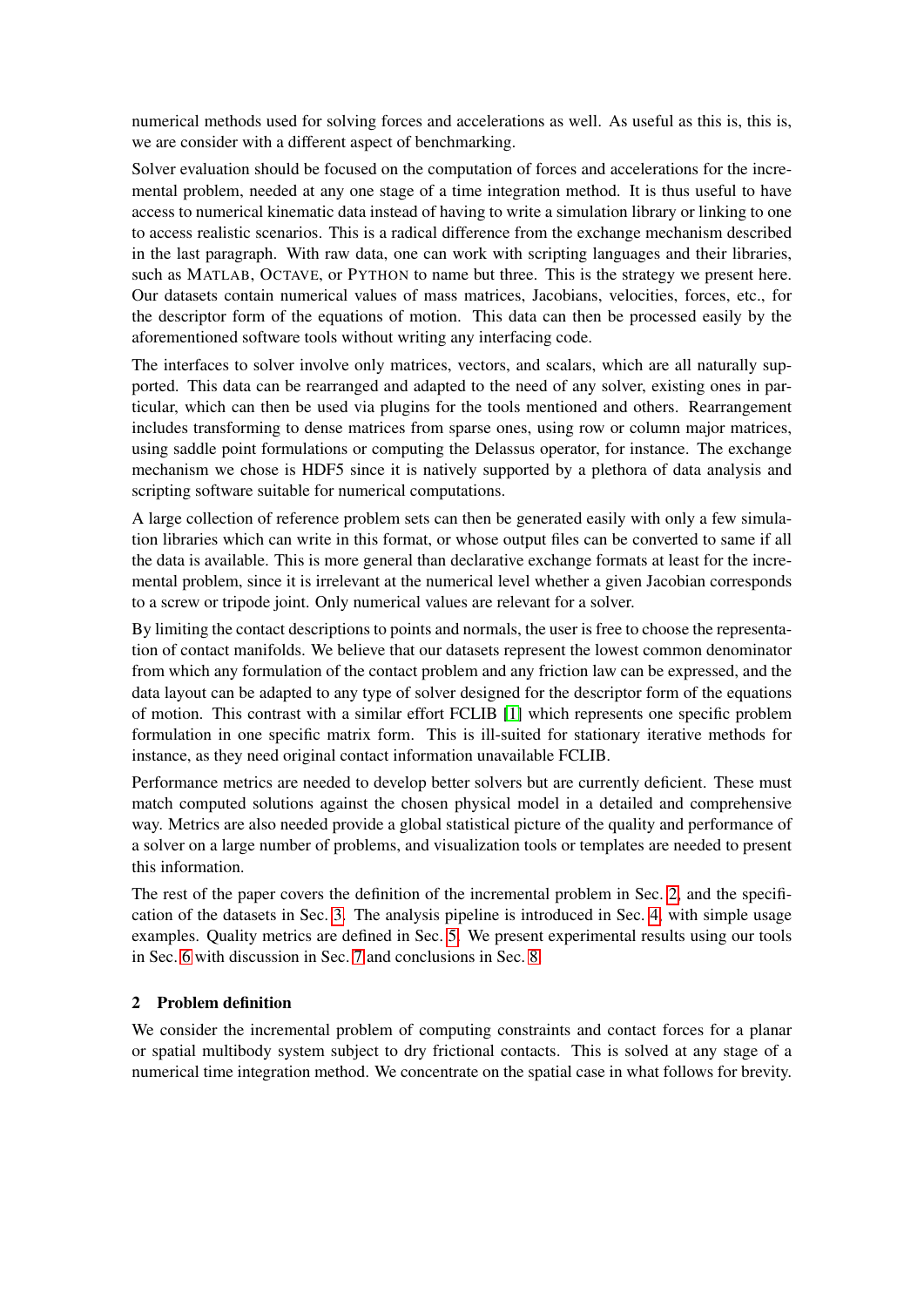numerical methods used for solving forces and accelerations as well. As useful as this is, this is, we are consider with a different aspect of benchmarking.

Solver evaluation should be focused on the computation of forces and accelerations for the incremental problem, needed at any one stage of a time integration method. It is thus useful to have access to numerical kinematic data instead of having to write a simulation library or linking to one to access realistic scenarios. This is a radical difference from the exchange mechanism described in the last paragraph. With raw data, one can work with scripting languages and their libraries, such as MATLAB, OCTAVE, or PYTHON to name but three. This is the strategy we present here. Our datasets contain numerical values of mass matrices, Jacobians, velocities, forces, etc., for the descriptor form of the equations of motion. This data can then be processed easily by the aforementioned software tools without writing any interfacing code.

The interfaces to solver involve only matrices, vectors, and scalars, which are all naturally supported. This data can be rearranged and adapted to the need of any solver, existing ones in particular, which can then be used via plugins for the tools mentioned and others. Rearrangement includes transforming to dense matrices from sparse ones, using row or column major matrices, using saddle point formulations or computing the Delassus operator, for instance. The exchange mechanism we chose is HDF5 since it is natively supported by a plethora of data analysis and scripting software suitable for numerical computations.

A large collection of reference problem sets can then be generated easily with only a few simulation libraries which can write in this format, or whose output files can be converted to same if all the data is available. This is more general than declarative exchange formats at least for the incremental problem, since it is irrelevant at the numerical level whether a given Jacobian corresponds to a screw or tripode joint. Only numerical values are relevant for a solver.

By limiting the contact descriptions to points and normals, the user is free to choose the representation of contact manifolds. We believe that our datasets represent the lowest common denominator from which any formulation of the contact problem and any friction law can be expressed, and the data layout can be adapted to any type of solver designed for the descriptor form of the equations of motion. This contrast with a similar effort FCLIB [1] which represents one specific problem formulation in one specific matrix form. This is ill-suited for stationary iterative methods for instance, as they need original contact information unavailable FCLIB.

Performance metrics are needed to develop better solvers but are currently deficient. These must match computed solutions against the chosen physical model in a detailed and comprehensive way. Metrics are also needed provide a global statistical picture of the quality and performance of a solver on a large number of problems, and visualization tools or templates are needed to present this information.

The rest of the paper covers the definition of the incremental problem in Sec. 2, and the specification of the datasets in Sec. 3. The analysis pipeline is introduced in Sec. 4, with simple usage examples. Quality metrics are defined in Sec. 5. We present experimental results using our tools in Sec. 6 with discussion in Sec. 7 and conclusions in Sec. 8.

## 2 Problem definition

We consider the incremental problem of computing constraints and contact forces for a planar or spatial multibody system subject to dry frictional contacts. This is solved at any stage of a numerical time integration method. We concentrate on the spatial case in what follows for brevity.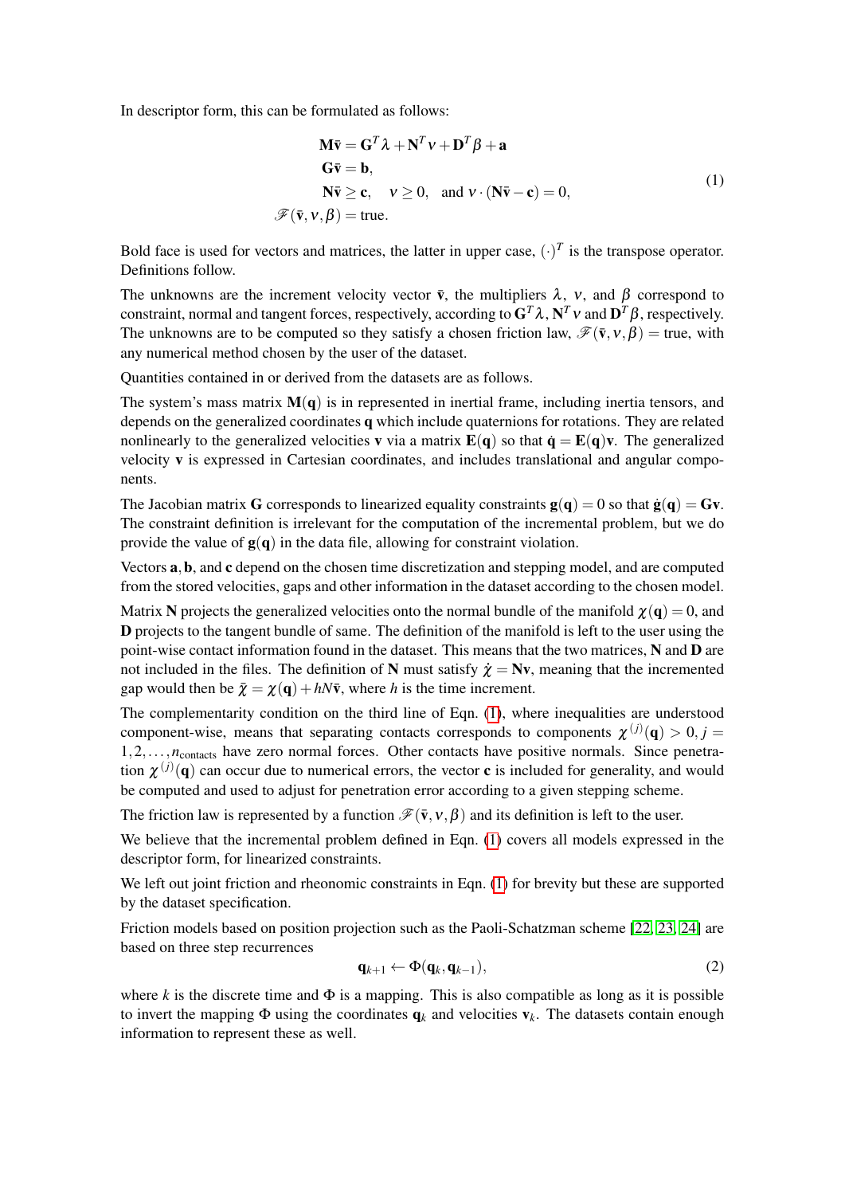In descriptor form, this can be formulated as follows:

$$
\begin{aligned}
\mathbf{M}\bar{\mathbf{v}} &= \mathbf{G}^T\lambda + \mathbf{N}^T\nu + \mathbf{D}^T\beta + \mathbf{a} \\
\mathbf{G}\bar{\mathbf{v}} &= \mathbf{b}, \\
\mathbf{N}\bar{\mathbf{v}} &\geq \mathbf{c}, \quad \nu \geq 0, \quad \text{and } \nu \cdot (\mathbf{N}\bar{\mathbf{v}} - \mathbf{c}) = 0, \\
\mathscr{F}(\bar{\mathbf{v}}, \nu, \beta) &= \text{true}.
\end{aligned}
\tag{1}
$$

Bold face is used for vectors and matrices, the latter in upper case, $(\cdot)^T$ is the transpose operator. Definitions follow.

The unknowns are the increment velocity vector $\bar{\mathbf{v}}$, the multipliers $\lambda$, $\nu$, and $\beta$ correspond to constraint, normal and tangent forces, respectively, according to $\mathbf{G}^T\lambda$, $\mathbf{N}^T\nu$ and $\mathbf{D}^T\beta$, respectively. The unknowns are to be computed so they satisfy a chosen friction law, $\mathscr{F}(\bar{\mathbf{v}}, \nu, \beta) = \text{true}$, with any numerical method chosen by the user of the dataset.

Quantities contained in or derived from the datasets are as follows.

The system's mass matrix $\mathbf{M}(\mathbf{q})$ is in represented in inertial frame, including inertia tensors, and depends on the generalized coordinates $\mathbf{q}$ which include quaternions for rotations. They are related nonlinearly to the generalized velocities $\mathbf{v}$ via a matrix $\mathbf{E}(\mathbf{q})$ so that $\dot{\mathbf{q}} = \mathbf{E}(\mathbf{q})\mathbf{v}$. The generalized velocity $\mathbf{v}$ is expressed in Cartesian coordinates, and includes translational and angular components.

The Jacobian matrix $\mathbf{G}$ corresponds to linearized equality constraints $\mathbf{g}(\mathbf{q}) = 0$ so that $\dot{\mathbf{g}}(\mathbf{q}) = \mathbf{G}\mathbf{v}$. The constraint definition is irrelevant for the computation of the incremental problem, but we do provide the value of $\mathbf{g}(\mathbf{q})$ in the data file, allowing for constraint violation.

Vectors $\mathbf{a}, \mathbf{b}$, and $\mathbf{c}$ depend on the chosen time discretization and stepping model, and are computed from the stored velocities, gaps and other information in the dataset according to the chosen model.

Matrix $\mathbf{N}$ projects the generalized velocities onto the normal bundle of the manifold $\chi(\mathbf{q}) = 0$, and $\mathbf{D}$ projects to the tangent bundle of same. The definition of the manifold is left to the user using the point-wise contact information found in the dataset. This means that the two matrices, $\mathbf{N}$ and $\mathbf{D}$ are not included in the files. The definition of $\mathbf{N}$ must satisfy $\dot{\chi} = \mathbf{N}\mathbf{v}$, meaning that the incremented gap would then be $\bar{\chi} = \chi(\mathbf{q}) + hN\bar{\mathbf{v}}$, where $h$ is the time increment.

The complementarity condition on the third line of Eqn. (1), where inequalities are understood component-wise, means that separating contacts corresponds to components $\chi^{(j)}(\mathbf{q}) > 0, j = 1, 2, \ldots, n_{\text{contacts}}$ have zero normal forces. Other contacts have positive normals. Since penetration $\chi^{(j)}(\mathbf{q})$ can occur due to numerical errors, the vector $\mathbf{c}$ is included for generality, and would be computed and used to adjust for penetration error according to a given stepping scheme.

The friction law is represented by a function $\mathscr{F}(\bar{\mathbf{v}}, \nu, \beta)$ and its definition is left to the user.

We believe that the incremental problem defined in Eqn. (1) covers all models expressed in the descriptor form, for linearized constraints.

We left out joint friction and rheonomic constraints in Eqn. (1) for brevity but these are supported by the dataset specification.

Friction models based on position projection such as the Paoli-Schatzman scheme [22, 23, 24] are based on three step recurrences

$$
\mathbf{q}_{k+1} \leftarrow \Phi(\mathbf{q}_k, \mathbf{q}_{k-1}), \tag{2}
$$

where $k$ is the discrete time and $\Phi$ is a mapping. This is also compatible as long as it is possible to invert the mapping $\Phi$ using the coordinates $\mathbf{q}_k$ and velocities $\mathbf{v}_k$. The datasets contain enough information to represent these as well.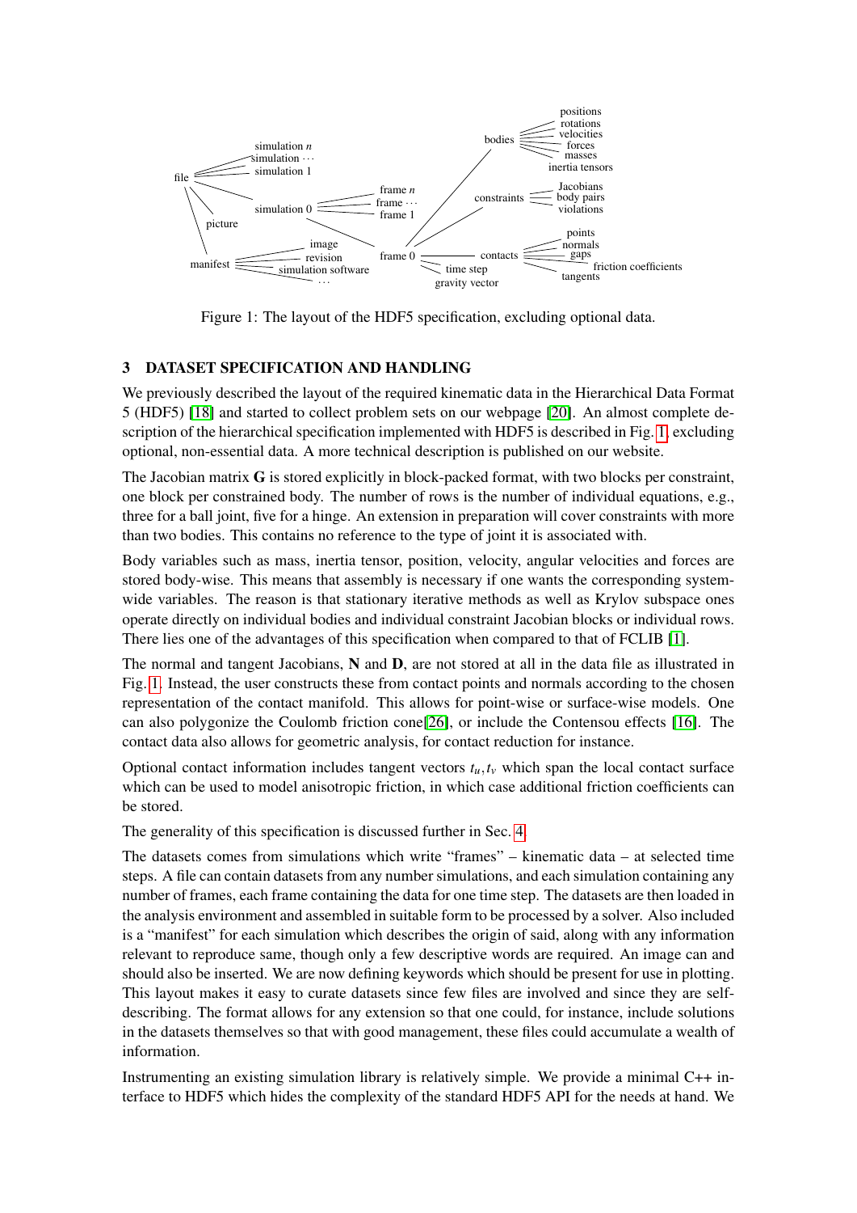Figure 1: The layout of the HDF5 specification, excluding optional data.

## 3 DATASET SPECIFICATION AND HANDLING

We previously described the layout of the required kinematic data in the Hierarchical Data Format 5 (HDF5) [18] and started to collect problem sets on our webpage [20]. An almost complete description of the hierarchical specification implemented with HDF5 is described in Fig. 1, excluding optional, non-essential data. A more technical description is published on our website.

The Jacobian matrix **G** is stored explicitly in block-packed format, with two blocks per constraint, one block per constrained body. The number of rows is the number of individual equations, e.g., three for a ball joint, five for a hinge. An extension in preparation will cover constraints with more than two bodies. This contains no reference to the type of joint it is associated with.

Body variables such as mass, inertia tensor, position, velocity, angular velocities and forces are stored body-wise. This means that assembly is necessary if one wants the corresponding system-wide variables. The reason is that stationary iterative methods as well as Krylov subspace ones operate directly on individual bodies and individual constraint Jacobian blocks or individual rows. There lies one of the advantages of this specification when compared to that of FCLIB [1].

The normal and tangent Jacobians, **N** and **D**, are not stored at all in the data file as illustrated in Fig. 1. Instead, the user constructs these from contact points and normals according to the chosen representation of the contact manifold. This allows for point-wise or surface-wise models. One can also polygonize the Coulomb friction cone[26], or include the Contensou effects [16]. The contact data also allows for geometric analysis, for contact reduction for instance.

Optional contact information includes tangent vectors $t_u, t_v$ which span the local contact surface which can be used to model anisotropic friction, in which case additional friction coefficients can be stored.

The generality of this specification is discussed further in Sec. 4

The datasets comes from simulations which write "frames" – kinematic data – at selected time steps. A file can contain datasets from any number simulations, and each simulation containing any number of frames, each frame containing the data for one time step. The datasets are then loaded in the analysis environment and assembled in suitable form to be processed by a solver. Also included is a "manifest" for each simulation which describes the origin of said, along with any information relevant to reproduce same, though only a few descriptive words are required. An image can and should also be inserted. We are now defining keywords which should be present for use in plotting. This layout makes it easy to curate datasets since few files are involved and since they are self-describing. The format allows for any extension so that one could, for instance, include solutions in the datasets themselves so that with good management, these files could accumulate a wealth of information.

Instrumenting an existing simulation library is relatively simple. We provide a minimal C++ interface to HDF5 which hides the complexity of the standard HDF5 API for the needs at hand. We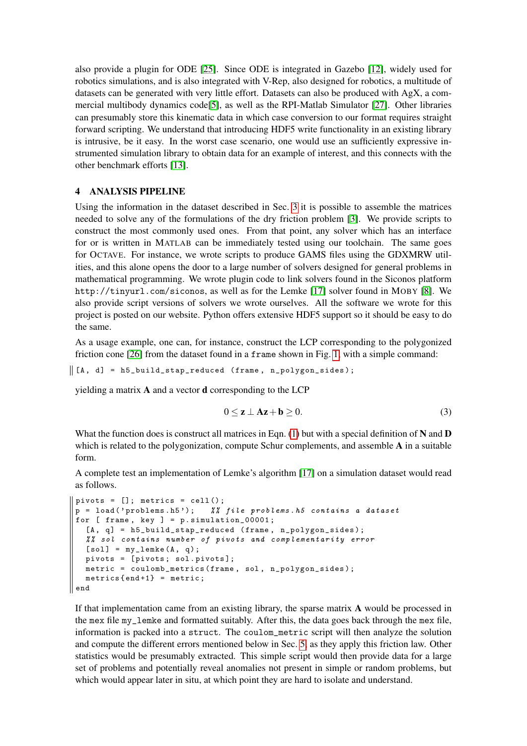also provide a plugin for ODE [25]. Since ODE is integrated in Gazebo [12], widely used for robotics simulations, and is also integrated with V-Rep, also designed for robotics, a multitude of datasets can be generated with very little effort. Datasets can also be produced with AgX, a commercial multibody dynamics code[5], as well as the RPI-Matlab Simulator [27]. Other libraries can presumably store this kinematic data in which case conversion to our format requires straight forward scripting. We understand that introducing HDF5 write functionality in an existing library is intrusive, be it easy. In the worst case scenario, one would use an sufficiently expressive instrumented simulation library to obtain data for an example of interest, and this connects with the other benchmark efforts [13].

## 4 ANALYSIS PIPELINE

Using the information in the dataset described in Sec. 3 it is possible to assemble the matrices needed to solve any of the formulations of the dry friction problem [3]. We provide scripts to construct the most commonly used ones. From that point, any solver which has an interface for or is written in MATLAB can be immediately tested using our toolchain. The same goes for OCTAVE. For instance, we wrote scripts to produce GAMS files using the GDXMRW utilities, and this alone opens the door to a large number of solvers designed for general problems in mathematical programming. We wrote plugin code to link solvers found in the Siconos platform `http://tinyurl.com/siconos`, as well as for the Lemke [17] solver found in MOBY [8]. We also provide script versions of solvers we wrote ourselves. All the software we wrote for this project is posted on our website. Python offers extensive HDF5 support so it should be easy to do the same.

As a usage example, one can, for instance, construct the LCP corresponding to the polygonized friction cone [26] from the dataset found in a `frame` shown in Fig. 1, with a simple command:

```
[A, d] = h5_build_stap_reduced (frame, n_polygon_sides);
```

yielding a matrix $\mathbf{A}$ and a vector $\mathbf{d}$ corresponding to the LCP

$$0 \leq \mathbf{z} \perp \mathbf{A}\mathbf{z} + \mathbf{b} \geq 0. \tag{3}$$

What the function does is construct all matrices in Eqn. (1) but with a special definition of $\mathbf{N}$ and $\mathbf{D}$ which is related to the polygonization, compute Schur complements, and assemble $\mathbf{A}$ in a suitable form.

A complete test an implementation of Lemke's algorithm [17] on a simulation dataset would read as follows.

```
pivots = []; metrics = cell();
p = load('problems.h5');   %% file problems.h5 contains a dataset
for [ frame, key ] = p.simulation_00001;
  [A, q] = h5_build_stap_reduced (frame, n_polygon_sides);
  %% sol contains number of pivots and complementarity error
  [sol] = my_lemke(A, q);
  pivots = [pivots; sol.pivots];
  metric = coulomb_metrics(frame, sol, n_polygon_sides);
  metrics{end+1} = metric;
end
```

If that implementation came from an existing library, the sparse matrix $\mathbf{A}$ would be processed in the `mex` file `my_lemke` and formatted suitably. After this, the data goes back through the `mex` file, information is packed into a `struct`. The `coulom_metric` script will then analyze the solution and compute the different errors mentioned below in Sec. 5, as they apply this friction law. Other statistics would be presumably extracted. This simple script would then provide data for a large set of problems and potentially reveal anomalies not present in simple or random problems, but which would appear later in situ, at which point they are hard to isolate and understand.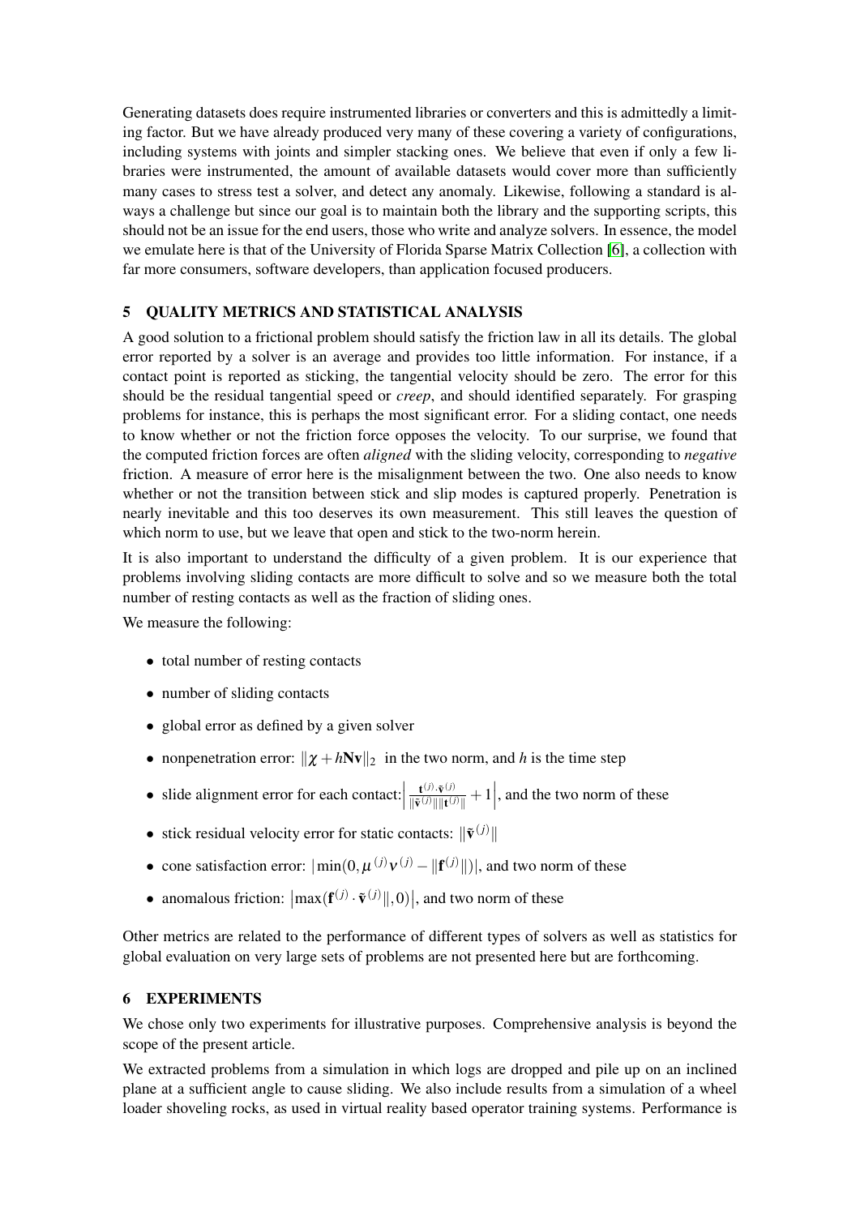Generating datasets does require instrumented libraries or converters and this is admittedly a limiting factor. But we have already produced very many of these covering a variety of configurations, including systems with joints and simpler stacking ones. We believe that even if only a few libraries were instrumented, the amount of available datasets would cover more than sufficiently many cases to stress test a solver, and detect any anomaly. Likewise, following a standard is always a challenge but since our goal is to maintain both the library and the supporting scripts, this should not be an issue for the end users, those who write and analyze solvers. In essence, the model we emulate here is that of the University of Florida Sparse Matrix Collection [6], a collection with far more consumers, software developers, than application focused producers.

## 5 QUALITY METRICS AND STATISTICAL ANALYSIS

A good solution to a frictional problem should satisfy the friction law in all its details. The global error reported by a solver is an average and provides too little information. For instance, if a contact point is reported as sticking, the tangential velocity should be zero. The error for this should be the residual tangential speed or *creep*, and should identified separately. For grasping problems for instance, this is perhaps the most significant error. For a sliding contact, one needs to know whether or not the friction force opposes the velocity. To our surprise, we found that the computed friction forces are often *aligned* with the sliding velocity, corresponding to *negative* friction. A measure of error here is the misalignment between the two. One also needs to know whether or not the transition between stick and slip modes is captured properly. Penetration is nearly inevitable and this too deserves its own measurement. This still leaves the question of which norm to use, but we leave that open and stick to the two-norm herein.

It is also important to understand the difficulty of a given problem. It is our experience that problems involving sliding contacts are more difficult to solve and so we measure both the total number of resting contacts as well as the fraction of sliding ones.

We measure the following:

- total number of resting contacts
- number of sliding contacts
- global error as defined by a given solver
- nonpenetration error: $\|\chi + h\mathbf{N}\mathbf{v}\|_2$ in the two norm, and $h$ is the time step
- slide alignment error for each contact: $\left|\frac{\mathbf{t}^{(j)} \cdot \tilde{\mathbf{v}}^{(j)}}{\|\tilde{\mathbf{v}}^{(j)}\|\|\mathbf{t}^{(j)}\|} + 1\right|$, and the two norm of these
- stick residual velocity error for static contacts: $\|\tilde{\mathbf{v}}^{(j)}\|$
- cone satisfaction error: $|\min(0, \mu^{(j)}\nu^{(j)} - \|\mathbf{f}^{(j)}\|)|$, and two norm of these
- anomalous friction: $\left|\max(\mathbf{f}^{(j)} \cdot \tilde{\mathbf{v}}^{(j)}\|, 0)\right|$, and two norm of these

Other metrics are related to the performance of different types of solvers as well as statistics for global evaluation on very large sets of problems are not presented here but are forthcoming.

## 6 EXPERIMENTS

We chose only two experiments for illustrative purposes. Comprehensive analysis is beyond the scope of the present article.

We extracted problems from a simulation in which logs are dropped and pile up on an inclined plane at a sufficient angle to cause sliding. We also include results from a simulation of a wheel loader shoveling rocks, as used in virtual reality based operator training systems. Performance is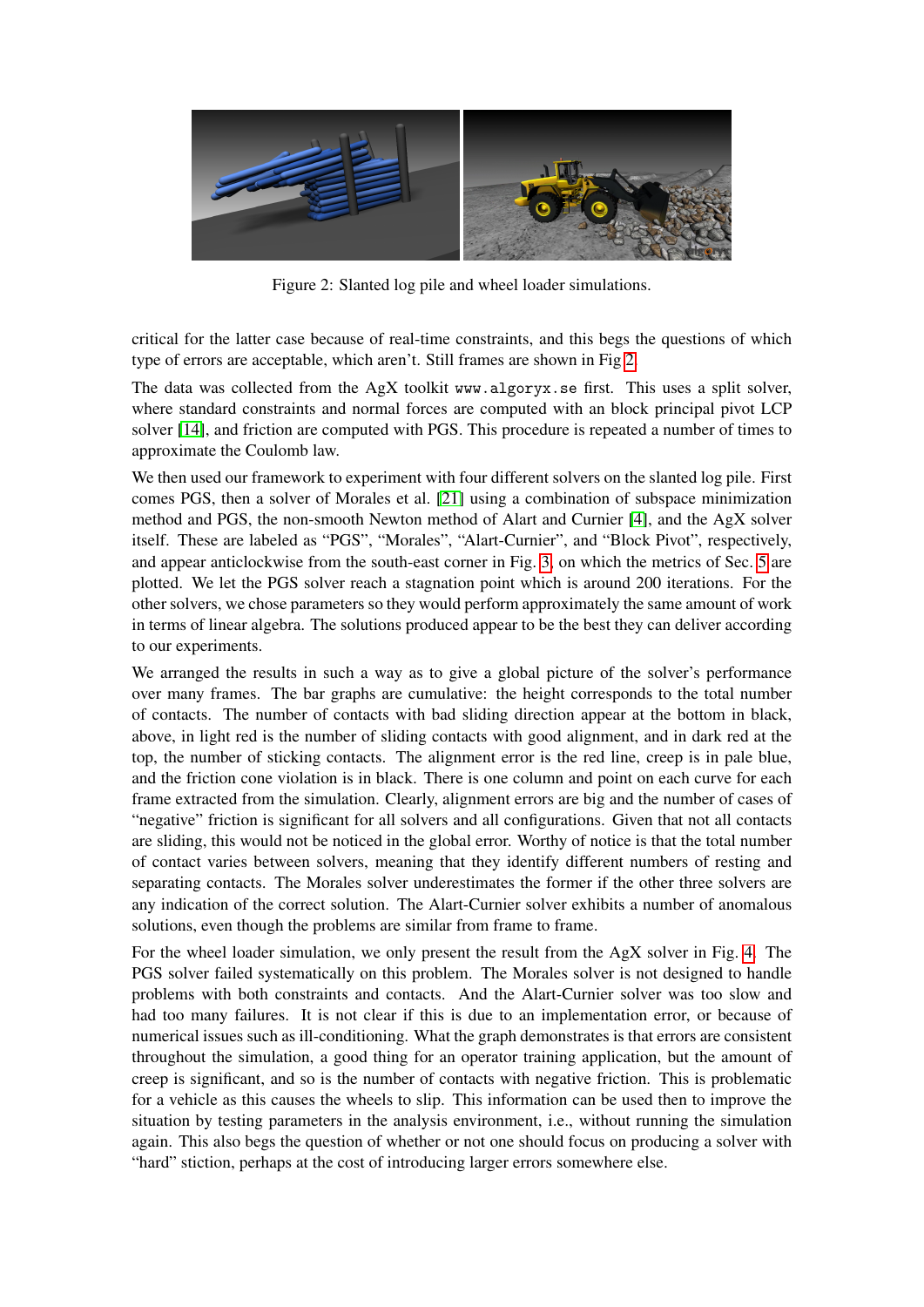Figure 2: Slanted log pile and wheel loader simulations.

critical for the latter case because of real-time constraints, and this begs the questions of which type of errors are acceptable, which aren't. Still frames are shown in Fig 2.

The data was collected from the AgX toolkit `www.algoryx.se` first. This uses a split solver, where standard constraints and normal forces are computed with an block principal pivot LCP solver [14], and friction are computed with PGS. This procedure is repeated a number of times to approximate the Coulomb law.

We then used our framework to experiment with four different solvers on the slanted log pile. First comes PGS, then a solver of Morales et al. [21] using a combination of subspace minimization method and PGS, the non-smooth Newton method of Alart and Curnier [4], and the AgX solver itself. These are labeled as "PGS", "Morales", "Alart-Curnier", and "Block Pivot", respectively, and appear anticlockwise from the south-east corner in Fig. 3, on which the metrics of Sec. 5 are plotted. We let the PGS solver reach a stagnation point which is around 200 iterations. For the other solvers, we chose parameters so they would perform approximately the same amount of work in terms of linear algebra. The solutions produced appear to be the best they can deliver according to our experiments.

We arranged the results in such a way as to give a global picture of the solver's performance over many frames. The bar graphs are cumulative: the height corresponds to the total number of contacts. The number of contacts with bad sliding direction appear at the bottom in black, above, in light red is the number of sliding contacts with good alignment, and in dark red at the top, the number of sticking contacts. The alignment error is the red line, creep is in pale blue, and the friction cone violation is in black. There is one column and point on each curve for each frame extracted from the simulation. Clearly, alignment errors are big and the number of cases of "negative" friction is significant for all solvers and all configurations. Given that not all contacts are sliding, this would not be noticed in the global error. Worthy of notice is that the total number of contact varies between solvers, meaning that they identify different numbers of resting and separating contacts. The Morales solver underestimates the former if the other three solvers are any indication of the correct solution. The Alart-Curnier solver exhibits a number of anomalous solutions, even though the problems are similar from frame to frame.

For the wheel loader simulation, we only present the result from the AgX solver in Fig. 4. The PGS solver failed systematically on this problem. The Morales solver is not designed to handle problems with both constraints and contacts. And the Alart-Curnier solver was too slow and had too many failures. It is not clear if this is due to an implementation error, or because of numerical issues such as ill-conditioning. What the graph demonstrates is that errors are consistent throughout the simulation, a good thing for an operator training application, but the amount of creep is significant, and so is the number of contacts with negative friction. This is problematic for a vehicle as this causes the wheels to slip. This information can be used then to improve the situation by testing parameters in the analysis environment, i.e., without running the simulation again. This also begs the question of whether or not one should focus on producing a solver with "hard" stiction, perhaps at the cost of introducing larger errors somewhere else.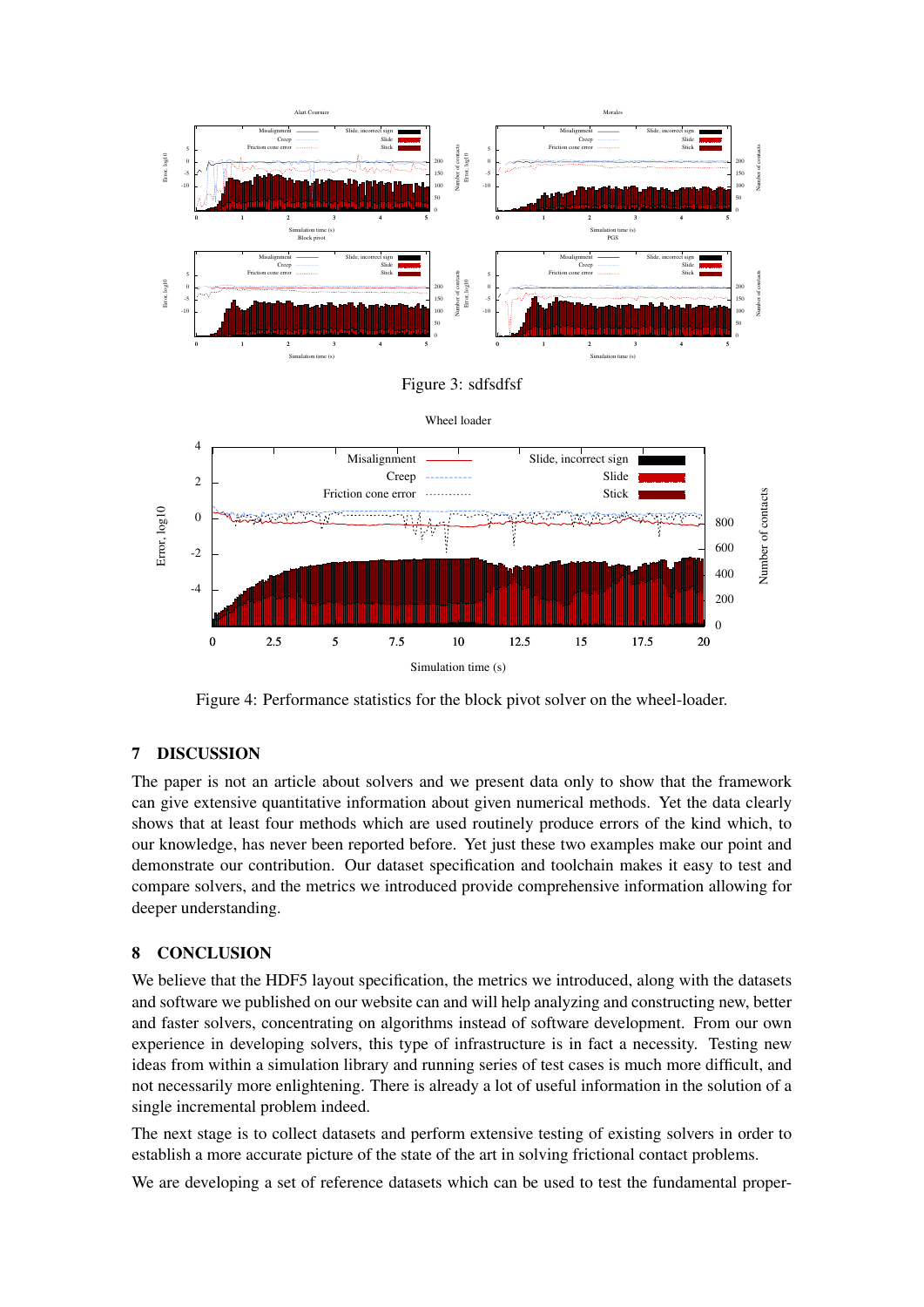Figure 3: sdfsdfsf

Figure 4: Performance statistics for the block pivot solver on the wheel-loader.

## 7 DISCUSSION

The paper is not an article about solvers and we present data only to show that the framework can give extensive quantitative information about given numerical methods. Yet the data clearly shows that at least four methods which are used routinely produce errors of the kind which, to our knowledge, has never been reported before. Yet just these two examples make our point and demonstrate our contribution. Our dataset specification and toolchain makes it easy to test and compare solvers, and the metrics we introduced provide comprehensive information allowing for deeper understanding.

## 8 CONCLUSION

We believe that the HDF5 layout specification, the metrics we introduced, along with the datasets and software we published on our website can and will help analyzing and constructing new, better and faster solvers, concentrating on algorithms instead of software development. From our own experience in developing solvers, this type of infrastructure is in fact a necessity. Testing new ideas from within a simulation library and running series of test cases is much more difficult, and not necessarily more enlightening. There is already a lot of useful information in the solution of a single incremental problem indeed.

The next stage is to collect datasets and perform extensive testing of existing solvers in order to establish a more accurate picture of the state of the art in solving frictional contact problems.

We are developing a set of reference datasets which can be used to test the fundamental proper-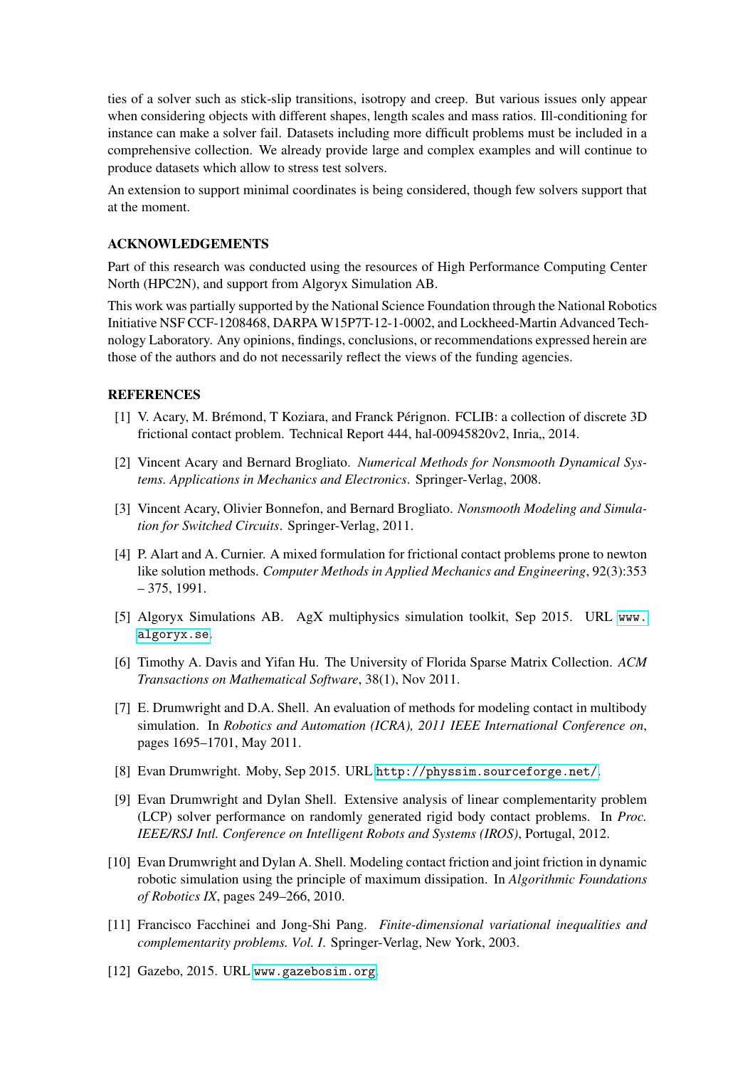ties of a solver such as stick-slip transitions, isotropy and creep. But various issues only appear when considering objects with different shapes, length scales and mass ratios. Ill-conditioning for instance can make a solver fail. Datasets including more difficult problems must be included in a comprehensive collection. We already provide large and complex examples and will continue to produce datasets which allow to stress test solvers.

An extension to support minimal coordinates is being considered, though few solvers support that at the moment.

## ACKNOWLEDGEMENTS

Part of this research was conducted using the resources of High Performance Computing Center North (HPC2N), and support from Algoryx Simulation AB.

This work was partially supported by the National Science Foundation through the National Robotics Initiative NSF CCF-1208468, DARPA W15P7T-12-1-0002, and Lockheed-Martin Advanced Technology Laboratory. Any opinions, findings, conclusions, or recommendations expressed herein are those of the authors and do not necessarily reflect the views of the funding agencies.

## REFERENCES

[1] V. Acary, M. Brémond, T Koziara, and Franck Pérignon. FCLIB: a collection of discrete 3D frictional contact problem. Technical Report 444, hal-00945820v2, Inria,, 2014.

[2] Vincent Acary and Bernard Brogliato. *Numerical Methods for Nonsmooth Dynamical Systems. Applications in Mechanics and Electronics*. Springer-Verlag, 2008.

[3] Vincent Acary, Olivier Bonnefon, and Bernard Brogliato. *Nonsmooth Modeling and Simulation for Switched Circuits*. Springer-Verlag, 2011.

[4] P. Alart and A. Curnier. A mixed formulation for frictional contact problems prone to newton like solution methods. *Computer Methods in Applied Mechanics and Engineering*, 92(3):353 – 375, 1991.

[5] Algoryx Simulations AB. AgX multiphysics simulation toolkit, Sep 2015. URL `www.algoryx.se`.

[6] Timothy A. Davis and Yifan Hu. The University of Florida Sparse Matrix Collection. *ACM Transactions on Mathematical Software*, 38(1), Nov 2011.

[7] E. Drumwright and D.A. Shell. An evaluation of methods for modeling contact in multibody simulation. In *Robotics and Automation (ICRA), 2011 IEEE International Conference on*, pages 1695–1701, May 2011.

[8] Evan Drumwright. Moby, Sep 2015. URL `http://physsim.sourceforge.net/`.

[9] Evan Drumwright and Dylan Shell. Extensive analysis of linear complementarity problem (LCP) solver performance on randomly generated rigid body contact problems. In *Proc. IEEE/RSJ Intl. Conference on Intelligent Robots and Systems (IROS)*, Portugal, 2012.

[10] Evan Drumwright and Dylan A. Shell. Modeling contact friction and joint friction in dynamic robotic simulation using the principle of maximum dissipation. In *Algorithmic Foundations of Robotics IX*, pages 249–266, 2010.

[11] Francisco Facchinei and Jong-Shi Pang. *Finite-dimensional variational inequalities and complementarity problems. Vol. I.* Springer-Verlag, New York, 2003.

[12] Gazebo, 2015. URL `www.gazebosim.org`.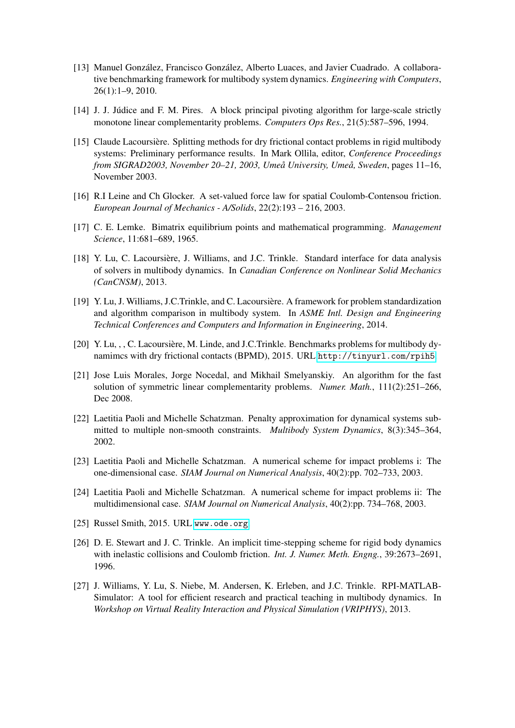[13] Manuel González, Francisco González, Alberto Luaces, and Javier Cuadrado. A collaborative benchmarking framework for multibody system dynamics. *Engineering with Computers*, 26(1):1–9, 2010.

[14] J. J. Júdice and F. M. Pires. A block principal pivoting algorithm for large-scale strictly monotone linear complementarity problems. *Computers Ops Res.*, 21(5):587–596, 1994.

[15] Claude Lacoursière. Splitting methods for dry frictional contact problems in rigid multibody systems: Preliminary performance results. In Mark Ollila, editor, *Conference Proceedings from SIGRAD2003, November 20–21, 2003, Umeå University, Umeå, Sweden*, pages 11–16, November 2003.

[16] R.I Leine and Ch Glocker. A set-valued force law for spatial Coulomb-Contensou friction. *European Journal of Mechanics - A/Solids*, 22(2):193 – 216, 2003.

[17] C. E. Lemke. Bimatrix equilibrium points and mathematical programming. *Management Science*, 11:681–689, 1965.

[18] Y. Lu, C. Lacoursière, J. Williams, and J.C. Trinkle. Standard interface for data analysis of solvers in multibody dynamics. In *Canadian Conference on Nonlinear Solid Mechanics (CanCNSM)*, 2013.

[19] Y. Lu, J. Williams, J.C.Trinkle, and C. Lacoursière. A framework for problem standardization and algorithm comparison in multibody system. In *ASME Intl. Design and Engineering Technical Conferences and Computers and Information in Engineering*, 2014.

[20] Y. Lu, , , C. Lacoursière, M. Linde, and J.C.Trinkle. Benchmarks problems for multibody dynamimcs with dry frictional contacts (BPMD), 2015. URL http://tinyurl.com/rpih5.

[21] Jose Luis Morales, Jorge Nocedal, and Mikhail Smelyanskiy. An algorithm for the fast solution of symmetric linear complementarity problems. *Numer. Math.*, 111(2):251–266, Dec 2008.

[22] Laetitia Paoli and Michelle Schatzman. Penalty approximation for dynamical systems submitted to multiple non-smooth constraints. *Multibody System Dynamics*, 8(3):345–364, 2002.

[23] Laetitia Paoli and Michelle Schatzman. A numerical scheme for impact problems i: The one-dimensional case. *SIAM Journal on Numerical Analysis*, 40(2):pp. 702–733, 2003.

[24] Laetitia Paoli and Michelle Schatzman. A numerical scheme for impact problems ii: The multidimensional case. *SIAM Journal on Numerical Analysis*, 40(2):pp. 734–768, 2003.

[25] Russel Smith, 2015. URL www.ode.org.

[26] D. E. Stewart and J. C. Trinkle. An implicit time-stepping scheme for rigid body dynamics with inelastic collisions and Coulomb friction. *Int. J. Numer. Meth. Engng.*, 39:2673–2691, 1996.

[27] J. Williams, Y. Lu, S. Niebe, M. Andersen, K. Erleben, and J.C. Trinkle. RPI-MATLAB-Simulator: A tool for efficient research and practical teaching in multibody dynamics. In *Workshop on Virtual Reality Interaction and Physical Simulation (VRIPHYS)*, 2013.